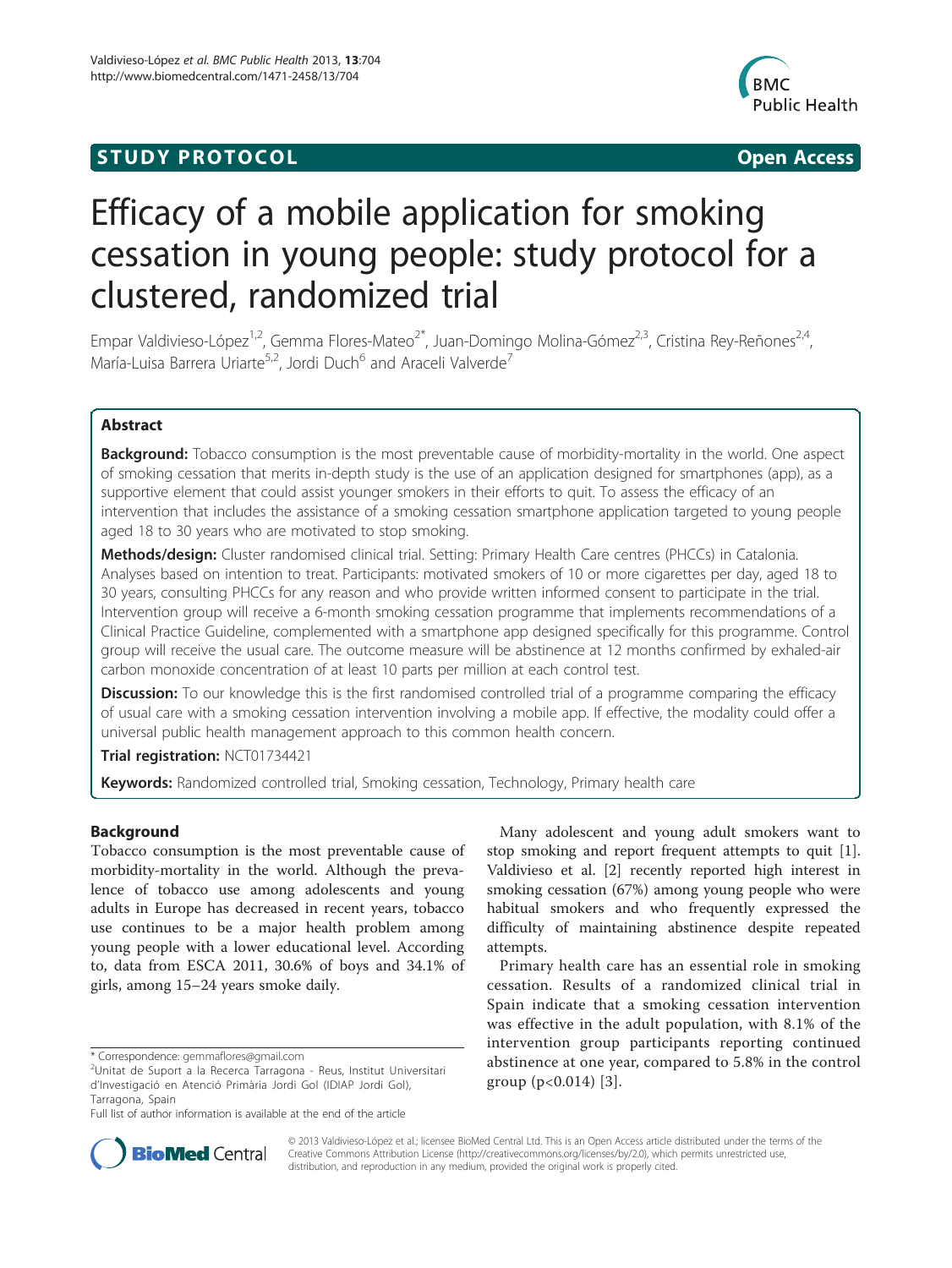**STUDY PROTOCOL** **Open Access**

# Efficacy of a mobile application for smoking cessation in young people: study protocol for a clustered, randomized trial

Empar Valdivieso-López[1,2], Gemma Flores-Mateo[2*], Juan-Domingo Molina-Gómez[2,3], Cristina Rey-Reñones[2,4], María-Luisa Barrera Uriarte[5,2], Jordi Duch[6] and Araceli Valverde[7]

## Abstract

**Background:** Tobacco consumption is the most preventable cause of morbidity-mortality in the world. One aspect of smoking cessation that merits in-depth study is the use of an application designed for smartphones (app), as a supportive element that could assist younger smokers in their efforts to quit. To assess the efficacy of an intervention that includes the assistance of a smoking cessation smartphone application targeted to young people aged 18 to 30 years who are motivated to stop smoking.

**Methods/design:** Cluster randomised clinical trial. Setting: Primary Health Care centres (PHCCs) in Catalonia. Analyses based on intention to treat. Participants: motivated smokers of 10 or more cigarettes per day, aged 18 to 30 years, consulting PHCCs for any reason and who provide written informed consent to participate in the trial. Intervention group will receive a 6-month smoking cessation programme that implements recommendations of a Clinical Practice Guideline, complemented with a smartphone app designed specifically for this programme. Control group will receive the usual care. The outcome measure will be abstinence at 12 months confirmed by exhaled-air carbon monoxide concentration of at least 10 parts per million at each control test.

**Discussion:** To our knowledge this is the first randomised controlled trial of a programme comparing the efficacy of usual care with a smoking cessation intervention involving a mobile app. If effective, the modality could offer a universal public health management approach to this common health concern.

**Trial registration:** NCT01734421

**Keywords:** Randomized controlled trial, Smoking cessation, Technology, Primary health care

## Background

Tobacco consumption is the most preventable cause of morbidity-mortality in the world. Although the prevalence of tobacco use among adolescents and young adults in Europe has decreased in recent years, tobacco use continues to be a major health problem among young people with a lower educational level. According to, data from ESCA 2011, 30.6% of boys and 34.1% of girls, among 15–24 years smoke daily.

Many adolescent and young adult smokers want to stop smoking and report frequent attempts to quit [1]. Valdivieso et al. [2] recently reported high interest in smoking cessation (67%) among young people who were habitual smokers and who frequently expressed the difficulty of maintaining abstinence despite repeated attempts.

Primary health care has an essential role in smoking cessation. Results of a randomized clinical trial in Spain indicate that a smoking cessation intervention was effective in the adult population, with 8.1% of the intervention group participants reporting continued abstinence at one year, compared to 5.8% in the control group ($p<0.014$) [3].

\* Correspondence: gemmaflores@gmail.com
[2]Unitat de Suport a la Recerca Tarragona - Reus, Institut Universitari d'Investigació en Atenció Primària Jordi Gol (IDIAP Jordi Gol), Tarragona, Spain
Full list of author information is available at the end of the article

© 2013 Valdivieso-López et al.; licensee BioMed Central Ltd. This is an Open Access article distributed under the terms of the Creative Commons Attribution License (http://creativecommons.org/licenses/by/2.0), which permits unrestricted use, distribution, and reproduction in any medium, provided the original work is properly cited.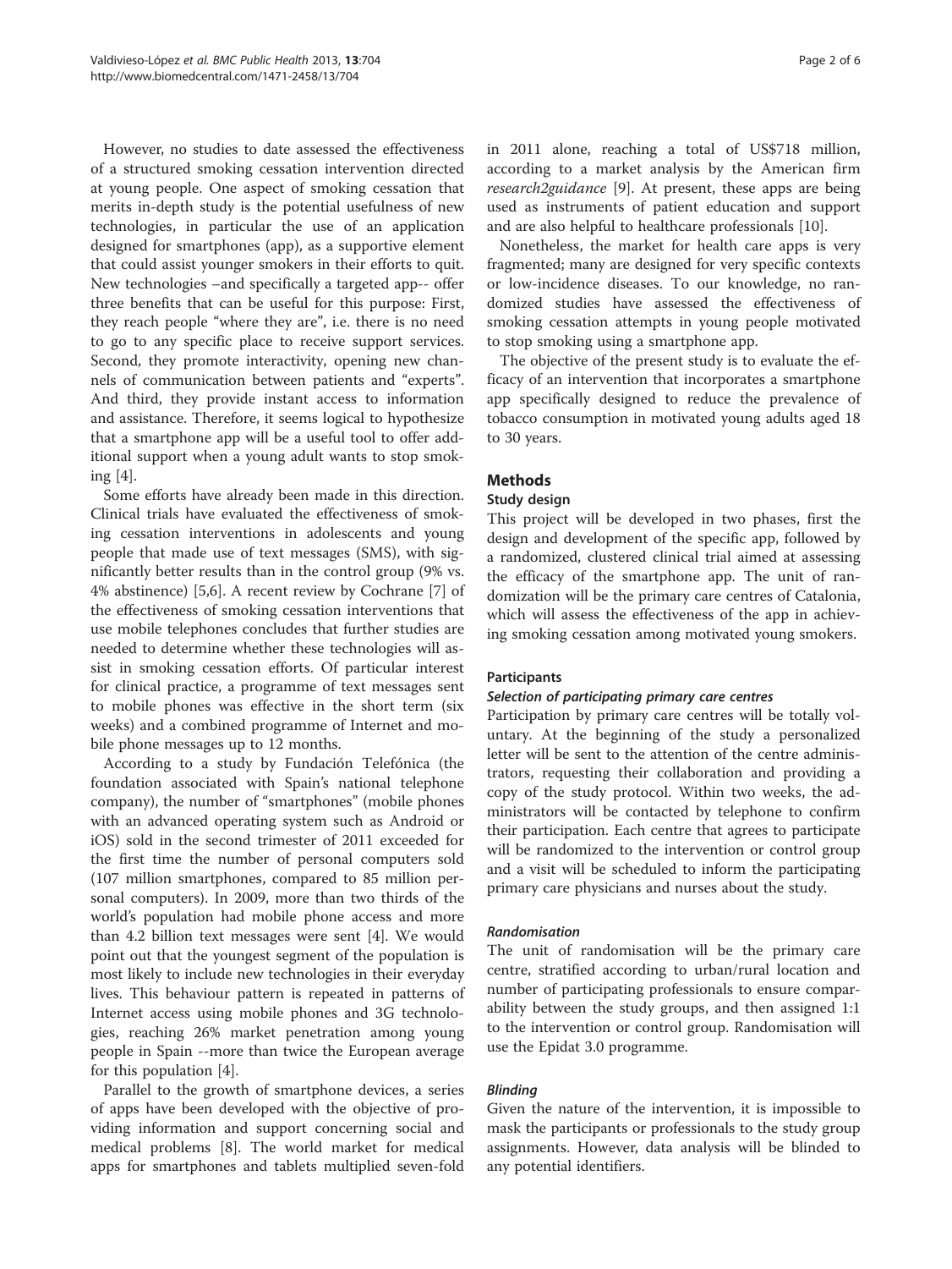However, no studies to date assessed the effectiveness of a structured smoking cessation intervention directed at young people. One aspect of smoking cessation that merits in-depth study is the potential usefulness of new technologies, in particular the use of an application designed for smartphones (app), as a supportive element that could assist younger smokers in their efforts to quit. New technologies –and specifically a targeted app-- offer three benefits that can be useful for this purpose: First, they reach people "where they are", i.e. there is no need to go to any specific place to receive support services. Second, they promote interactivity, opening new channels of communication between patients and "experts". And third, they provide instant access to information and assistance. Therefore, it seems logical to hypothesize that a smartphone app will be a useful tool to offer additional support when a young adult wants to stop smoking [4].

Some efforts have already been made in this direction. Clinical trials have evaluated the effectiveness of smoking cessation interventions in adolescents and young people that made use of text messages (SMS), with significantly better results than in the control group (9% vs. 4% abstinence) [5,6]. A recent review by Cochrane [7] of the effectiveness of smoking cessation interventions that use mobile telephones concludes that further studies are needed to determine whether these technologies will assist in smoking cessation efforts. Of particular interest for clinical practice, a programme of text messages sent to mobile phones was effective in the short term (six weeks) and a combined programme of Internet and mobile phone messages up to 12 months.

According to a study by Fundación Telefónica (the foundation associated with Spain's national telephone company), the number of "smartphones" (mobile phones with an advanced operating system such as Android or iOS) sold in the second trimester of 2011 exceeded for the first time the number of personal computers sold (107 million smartphones, compared to 85 million personal computers). In 2009, more than two thirds of the world's population had mobile phone access and more than 4.2 billion text messages were sent [4]. We would point out that the youngest segment of the population is most likely to include new technologies in their everyday lives. This behaviour pattern is repeated in patterns of Internet access using mobile phones and 3G technologies, reaching 26% market penetration among young people in Spain --more than twice the European average for this population [4].

Parallel to the growth of smartphone devices, a series of apps have been developed with the objective of providing information and support concerning social and medical problems [8]. The world market for medical apps for smartphones and tablets multiplied seven-fold in 2011 alone, reaching a total of US$718 million, according to a market analysis by the American firm *research2guidance* [9]. At present, these apps are being used as instruments of patient education and support and are also helpful to healthcare professionals [10].

Nonetheless, the market for health care apps is very fragmented; many are designed for very specific contexts or low-incidence diseases. To our knowledge, no randomized studies have assessed the effectiveness of smoking cessation attempts in young people motivated to stop smoking using a smartphone app.

The objective of the present study is to evaluate the efficacy of an intervention that incorporates a smartphone app specifically designed to reduce the prevalence of tobacco consumption in motivated young adults aged 18 to 30 years.

## Methods

### Study design

This project will be developed in two phases, first the design and development of the specific app, followed by a randomized, clustered clinical trial aimed at assessing the efficacy of the smartphone app. The unit of randomization will be the primary care centres of Catalonia, which will assess the effectiveness of the app in achieving smoking cessation among motivated young smokers.

#### Participants

##### *Selection of participating primary care centres*

Participation by primary care centres will be totally voluntary. At the beginning of the study a personalized letter will be sent to the attention of the centre administrators, requesting their collaboration and providing a copy of the study protocol. Within two weeks, the administrators will be contacted by telephone to confirm their participation. Each centre that agrees to participate will be randomized to the intervention or control group and a visit will be scheduled to inform the participating primary care physicians and nurses about the study.

##### *Randomisation*

The unit of randomisation will be the primary care centre, stratified according to urban/rural location and number of participating professionals to ensure comparability between the study groups, and then assigned 1:1 to the intervention or control group. Randomisation will use the Epidat 3.0 programme.

##### *Blinding*

Given the nature of the intervention, it is impossible to mask the participants or professionals to the study group assignments. However, data analysis will be blinded to any potential identifiers.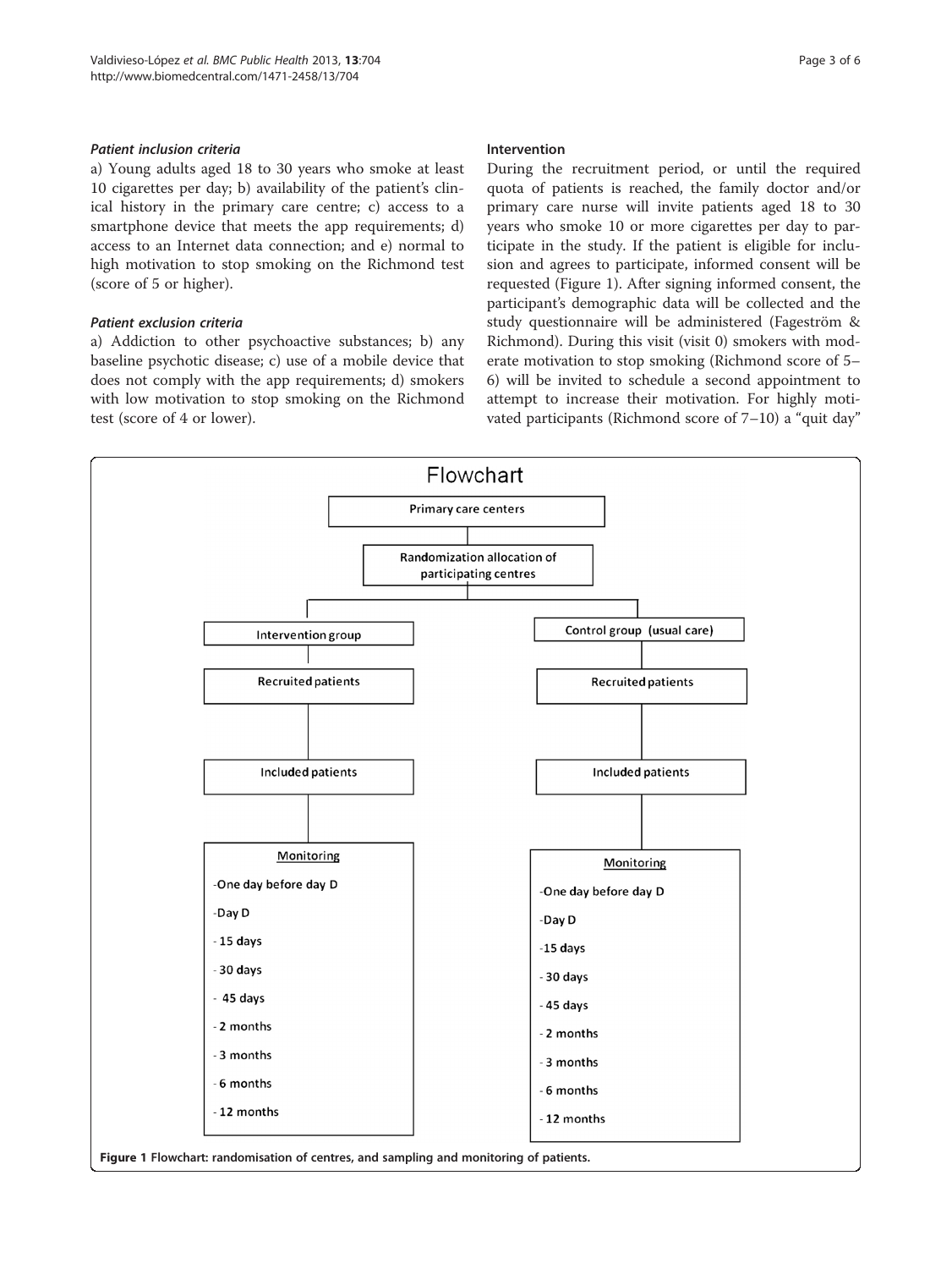#### *Patient inclusion criteria*

a) Young adults aged 18 to 30 years who smoke at least 10 cigarettes per day; b) availability of the patient's clinical history in the primary care centre; c) access to a smartphone device that meets the app requirements; d) access to an Internet data connection; and e) normal to high motivation to stop smoking on the Richmond test (score of 5 or higher).

#### *Patient exclusion criteria*

a) Addiction to other psychoactive substances; b) any baseline psychotic disease; c) use of a mobile device that does not comply with the app requirements; d) smokers with low motivation to stop smoking on the Richmond test (score of 4 or lower).

### Intervention

During the recruitment period, or until the required quota of patients is reached, the family doctor and/or primary care nurse will invite patients aged 18 to 30 years who smoke 10 or more cigarettes per day to participate in the study. If the patient is eligible for inclusion and agrees to participate, informed consent will be requested (Figure 1). After signing informed consent, the participant's demographic data will be collected and the study questionnaire will be administered (Fageström & Richmond). During this visit (visit 0) smokers with moderate motivation to stop smoking (Richmond score of 5–6) will be invited to schedule a second appointment to attempt to increase their motivation. For highly motivated participants (Richmond score of 7–10) a "quit day"

Flowchart

Primary care centers → Randomization allocation of participating centres

| Intervention group | Control group (usual care) |
| --- | --- |
| Recruited patients | Recruited patients |
| Included patients | Included patients |
| Monitoring<br>-One day before day D<br>-Day D<br>- 15 days<br>- 30 days<br>- 45 days<br>- 2 months<br>- 3 months<br>- 6 months<br>- 12 months | Monitoring<br>-One day before day D<br>-Day D<br>-15 days<br>- 30 days<br>- 45 days<br>- 2 months<br>- 3 months<br>- 6 months<br>- 12 months |

**Figure 1** Flowchart: randomisation of centres, and sampling and monitoring of patients.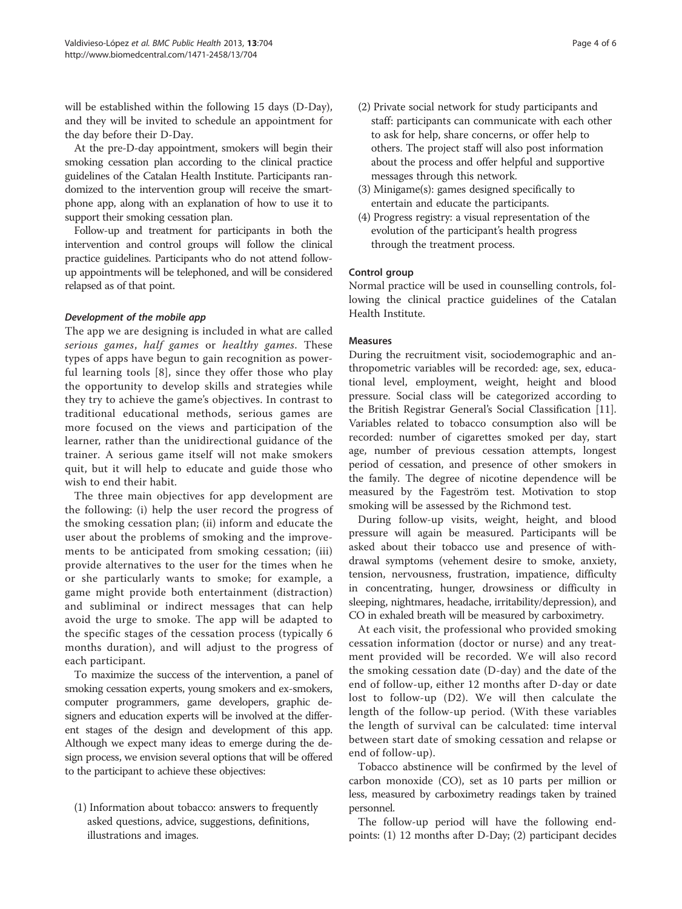will be established within the following 15 days (D-Day), and they will be invited to schedule an appointment for the day before their D-Day.

At the pre-D-day appointment, smokers will begin their smoking cessation plan according to the clinical practice guidelines of the Catalan Health Institute. Participants randomized to the intervention group will receive the smartphone app, along with an explanation of how to use it to support their smoking cessation plan.

Follow-up and treatment for participants in both the intervention and control groups will follow the clinical practice guidelines. Participants who do not attend follow-up appointments will be telephoned, and will be considered relapsed as of that point.

#### *Development of the mobile app*

The app we are designing is included in what are called *serious games*, *half games* or *healthy games*. These types of apps have begun to gain recognition as powerful learning tools [8], since they offer those who play the opportunity to develop skills and strategies while they try to achieve the game's objectives. In contrast to traditional educational methods, serious games are more focused on the views and participation of the learner, rather than the unidirectional guidance of the trainer. A serious game itself will not make smokers quit, but it will help to educate and guide those who wish to end their habit.

The three main objectives for app development are the following: (i) help the user record the progress of the smoking cessation plan; (ii) inform and educate the user about the problems of smoking and the improvements to be anticipated from smoking cessation; (iii) provide alternatives to the user for the times when he or she particularly wants to smoke; for example, a game might provide both entertainment (distraction) and subliminal or indirect messages that can help avoid the urge to smoke. The app will be adapted to the specific stages of the cessation process (typically 6 months duration), and will adjust to the progress of each participant.

To maximize the success of the intervention, a panel of smoking cessation experts, young smokers and ex-smokers, computer programmers, game developers, graphic designers and education experts will be involved at the different stages of the design and development of this app. Although we expect many ideas to emerge during the design process, we envision several options that will be offered to the participant to achieve these objectives:

(1) Information about tobacco: answers to frequently asked questions, advice, suggestions, definitions, illustrations and images.
(2) Private social network for study participants and staff: participants can communicate with each other to ask for help, share concerns, or offer help to others. The project staff will also post information about the process and offer helpful and supportive messages through this network.
(3) Minigame(s): games designed specifically to entertain and educate the participants.
(4) Progress registry: a visual representation of the evolution of the participant's health progress through the treatment process.

### Control group

Normal practice will be used in counselling controls, following the clinical practice guidelines of the Catalan Health Institute.

### Measures

During the recruitment visit, sociodemographic and anthropometric variables will be recorded: age, sex, educational level, employment, weight, height and blood pressure. Social class will be categorized according to the British Registrar General's Social Classification [11]. Variables related to tobacco consumption also will be recorded: number of cigarettes smoked per day, start age, number of previous cessation attempts, longest period of cessation, and presence of other smokers in the family. The degree of nicotine dependence will be measured by the Fageström test. Motivation to stop smoking will be assessed by the Richmond test.

During follow-up visits, weight, height, and blood pressure will again be measured. Participants will be asked about their tobacco use and presence of withdrawal symptoms (vehement desire to smoke, anxiety, tension, nervousness, frustration, impatience, difficulty in concentrating, hunger, drowsiness or difficulty in sleeping, nightmares, headache, irritability/depression), and CO in exhaled breath will be measured by carboximetry.

At each visit, the professional who provided smoking cessation information (doctor or nurse) and any treatment provided will be recorded. We will also record the smoking cessation date (D-day) and the date of the end of follow-up, either 12 months after D-day or date lost to follow-up (D2). We will then calculate the length of the follow-up period. (With these variables the length of survival can be calculated: time interval between start date of smoking cessation and relapse or end of follow-up).

Tobacco abstinence will be confirmed by the level of carbon monoxide (CO), set as 10 parts per million or less, measured by carboximetry readings taken by trained personnel.

The follow-up period will have the following endpoints: (1) 12 months after D-Day; (2) participant decides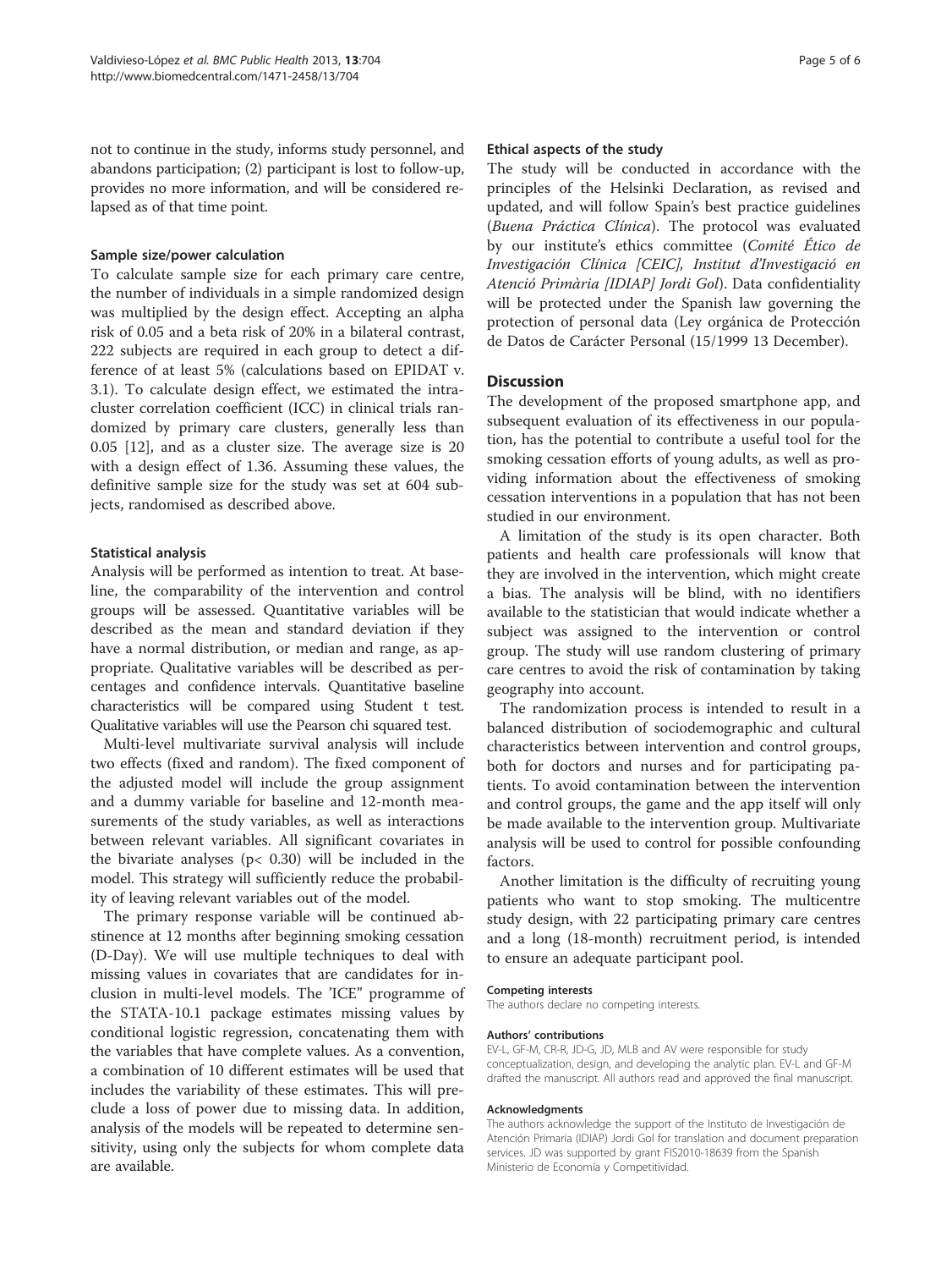not to continue in the study, informs study personnel, and abandons participation; (2) participant is lost to follow-up, provides no more information, and will be considered relapsed as of that time point.

### Sample size/power calculation

To calculate sample size for each primary care centre, the number of individuals in a simple randomized design was multiplied by the design effect. Accepting an alpha risk of 0.05 and a beta risk of 20% in a bilateral contrast, 222 subjects are required in each group to detect a difference of at least 5% (calculations based on EPIDAT v. 3.1). To calculate design effect, we estimated the intracluster correlation coefficient (ICC) in clinical trials randomized by primary care clusters, generally less than 0.05 [12], and as a cluster size. The average size is 20 with a design effect of 1.36. Assuming these values, the definitive sample size for the study was set at 604 subjects, randomised as described above.

### Statistical analysis

Analysis will be performed as intention to treat. At baseline, the comparability of the intervention and control groups will be assessed. Quantitative variables will be described as the mean and standard deviation if they have a normal distribution, or median and range, as appropriate. Qualitative variables will be described as percentages and confidence intervals. Quantitative baseline characteristics will be compared using Student t test. Qualitative variables will use the Pearson chi squared test.

Multi-level multivariate survival analysis will include two effects (fixed and random). The fixed component of the adjusted model will include the group assignment and a dummy variable for baseline and 12-month measurements of the study variables, as well as interactions between relevant variables. All significant covariates in the bivariate analyses ($p < 0.30$) will be included in the model. This strategy will sufficiently reduce the probability of leaving relevant variables out of the model.

The primary response variable will be continued abstinence at 12 months after beginning smoking cessation (D-Day). We will use multiple techniques to deal with missing values in covariates that are candidates for inclusion in multi-level models. The 'ICE" programme of the STATA-10.1 package estimates missing values by conditional logistic regression, concatenating them with the variables that have complete values. As a convention, a combination of 10 different estimates will be used that includes the variability of these estimates. This will preclude a loss of power due to missing data. In addition, analysis of the models will be repeated to determine sensitivity, using only the subjects for whom complete data are available.

### Ethical aspects of the study

The study will be conducted in accordance with the principles of the Helsinki Declaration, as revised and updated, and will follow Spain's best practice guidelines (*Buena Práctica Clínica*). The protocol was evaluated by our institute's ethics committee (*Comité Ético de Investigación Clínica [CEIC], Institut d'Investigació en Atenció Primària [IDIAP] Jordi Gol*). Data confidentiality will be protected under the Spanish law governing the protection of personal data (Ley orgánica de Protección de Datos de Carácter Personal (15/1999 13 December).

## Discussion

The development of the proposed smartphone app, and subsequent evaluation of its effectiveness in our population, has the potential to contribute a useful tool for the smoking cessation efforts of young adults, as well as providing information about the effectiveness of smoking cessation interventions in a population that has not been studied in our environment.

A limitation of the study is its open character. Both patients and health care professionals will know that they are involved in the intervention, which might create a bias. The analysis will be blind, with no identifiers available to the statistician that would indicate whether a subject was assigned to the intervention or control group. The study will use random clustering of primary care centres to avoid the risk of contamination by taking geography into account.

The randomization process is intended to result in a balanced distribution of sociodemographic and cultural characteristics between intervention and control groups, both for doctors and nurses and for participating patients. To avoid contamination between the intervention and control groups, the game and the app itself will only be made available to the intervention group. Multivariate analysis will be used to control for possible confounding factors.

Another limitation is the difficulty of recruiting young patients who want to stop smoking. The multicentre study design, with 22 participating primary care centres and a long (18-month) recruitment period, is intended to ensure an adequate participant pool.

#### Competing interests

The authors declare no competing interests.

#### Authors' contributions

EV-L, GF-M, CR-R, JD-G, JD, MLB and AV were responsible for study conceptualization, design, and developing the analytic plan. EV-L and GF-M drafted the manuscript. All authors read and approved the final manuscript.

#### Acknowledgments

The authors acknowledge the support of the Instituto de Investigación de Atención Primaria (IDIAP) Jordi Gol for translation and document preparation services. JD was supported by grant FIS2010-18639 from the Spanish Ministerio de Economía y Competitividad.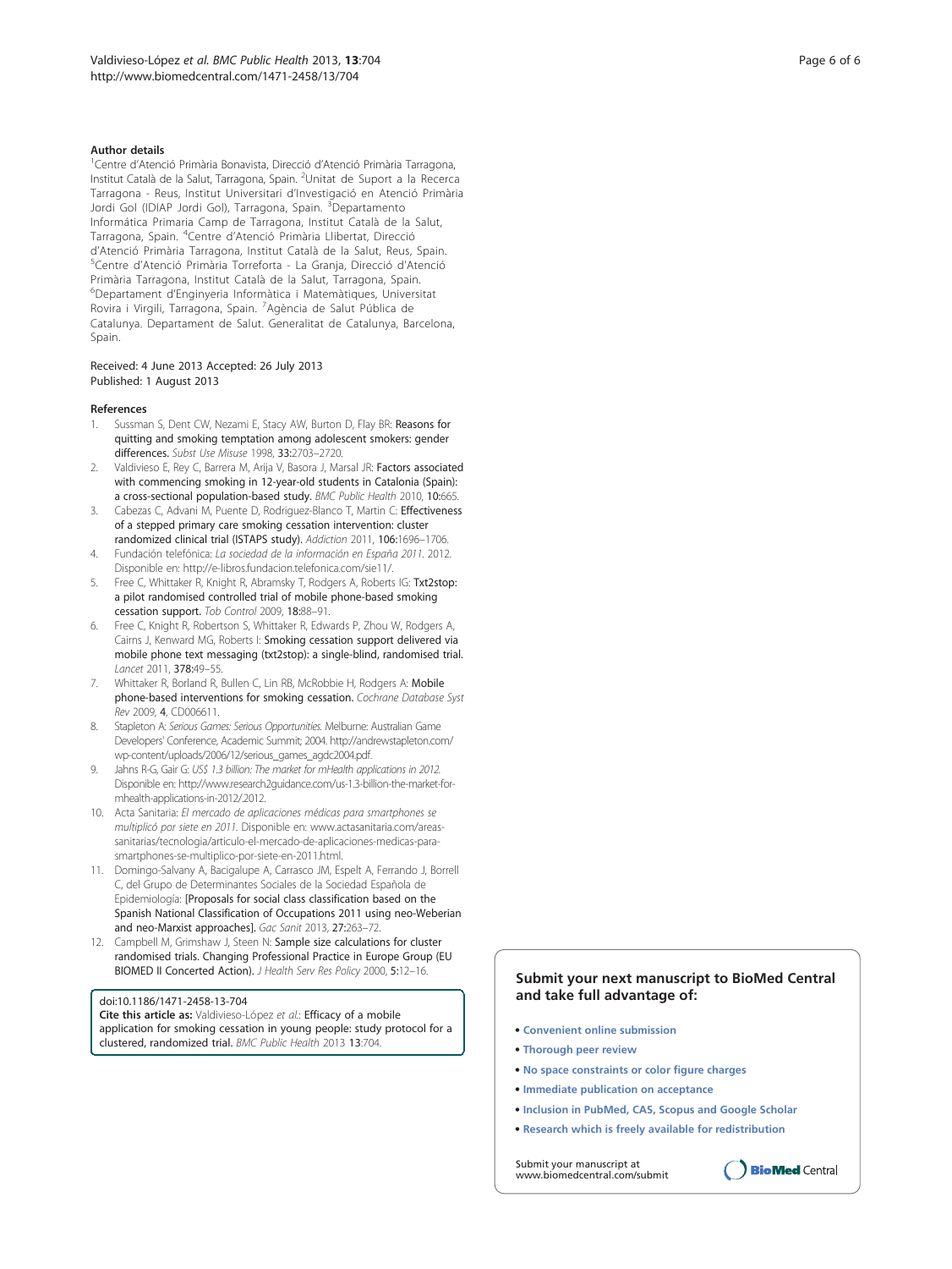### Author details

[1]Centre d'Atenció Primària Bonavista, Direcció d'Atenció Primària Tarragona, Institut Català de la Salut, Tarragona, Spain. [2]Unitat de Suport a la Recerca Tarragona - Reus, Institut Universitari d'Investigació en Atenció Primària Jordi Gol (IDIAP Jordi Gol), Tarragona, Spain. [3]Departamento Informática Primaria Camp de Tarragona, Institut Català de la Salut, Tarragona, Spain. [4]Centre d'Atenció Primària Llibertat, Direcció d'Atenció Primària Tarragona, Institut Català de la Salut, Reus, Spain. [5]Centre d'Atenció Primària Torreforta - La Granja, Direcció d'Atenció Primària Tarragona, Institut Català de la Salut, Tarragona, Spain. [6]Departament d'Enginyeria Informàtica i Matemàtiques, Universitat Rovira i Virgili, Tarragona, Spain. [7]Agència de Salut Pública de Catalunya. Departament de Salut. Generalitat de Catalunya, Barcelona, Spain.

Received: 4 June 2013 Accepted: 26 July 2013
Published: 1 August 2013

### References

1. Sussman S, Dent CW, Nezami E, Stacy AW, Burton D, Flay BR: **Reasons for quitting and smoking temptation among adolescent smokers: gender differences.** *Subst Use Misuse* 1998, **33:**2703–2720.
2. Valdivieso E, Rey C, Barrera M, Arija V, Basora J, Marsal JR: **Factors associated with commencing smoking in 12-year-old students in Catalonia (Spain): a cross-sectional population-based study.** *BMC Public Health* 2010, **10:**665.
3. Cabezas C, Advani M, Puente D, Rodriguez-Blanco T, Martin C: **Effectiveness of a stepped primary care smoking cessation intervention: cluster randomized clinical trial (ISTAPS study).** *Addiction* 2011, **106:**1696–1706.
4. Fundación telefónica: *La sociedad de la información en España 2011.* 2012. Disponible en: http://e-libros.fundacion.telefonica.com/sie11/.
5. Free C, Whittaker R, Knight R, Abramsky T, Rodgers A, Roberts IG: **Txt2stop: a pilot randomised controlled trial of mobile phone-based smoking cessation support.** *Tob Control* 2009, **18:**88–91.
6. Free C, Knight R, Robertson S, Whittaker R, Edwards P, Zhou W, Rodgers A, Cairns J, Kenward MG, Roberts I: **Smoking cessation support delivered via mobile phone text messaging (txt2stop): a single-blind, randomised trial.** *Lancet* 2011, **378:**49–55.
7. Whittaker R, Borland R, Bullen C, Lin RB, McRobbie H, Rodgers A: **Mobile phone-based interventions for smoking cessation.** *Cochrane Database Syst Rev* 2009, **4**, CD006611.
8. Stapleton A: *Serious Games: Serious Opportunities.* Melburne: Australian Game Developers' Conference, Academic Summit; 2004. http://andrewstapleton.com/wp-content/uploads/2006/12/serious_games_agdc2004.pdf.
9. Jahns R-G, Gair G: *US$ 1.3 billion: The market for mHealth applications in 2012.* Disponible en: http://www.research2guidance.com/us-1.3-billion-the-market-for-mhealth-applications-in-2012/.2012.
10. Acta Sanitaria: *El mercado de aplicaciones médicas para smartphones se multiplicó por siete en 2011.* Disponible en: www.actasanitaria.com/areas-sanitarias/tecnologia/articulo-el-mercado-de-aplicaciones-medicas-para-smartphones-se-multiplico-por-siete-en-2011.html.
11. Domingo-Salvany A, Bacigalupe A, Carrasco JM, Espelt A, Ferrando J, Borrell C, del Grupo de Determinantes Sociales de la Sociedad Española de Epidemiología: **[Proposals for social class classification based on the Spanish National Classification of Occupations 2011 using neo-Weberian and neo-Marxist approaches].** *Gac Sanit* 2013, **27:**263–72.
12. Campbell M, Grimshaw J, Steen N: **Sample size calculations for cluster randomised trials. Changing Professional Practice in Europe Group (EU BIOMED II Concerted Action).** *J Health Serv Res Policy* 2000, **5:**12–16.

doi:10.1186/1471-2458-13-704
**Cite this article as:** Valdivieso-López *et al.*: Efficacy of a mobile application for smoking cessation in young people: study protocol for a clustered, randomized trial. *BMC Public Health* 2013 13:704.

**Submit your next manuscript to BioMed Central and take full advantage of:**

- **Convenient online submission**
- **Thorough peer review**
- **No space constraints or color figure charges**
- **Immediate publication on acceptance**
- **Inclusion in PubMed, CAS, Scopus and Google Scholar**
- **Research which is freely available for redistribution**

Submit your manuscript at
www.biomedcentral.com/submit

BioMed Central